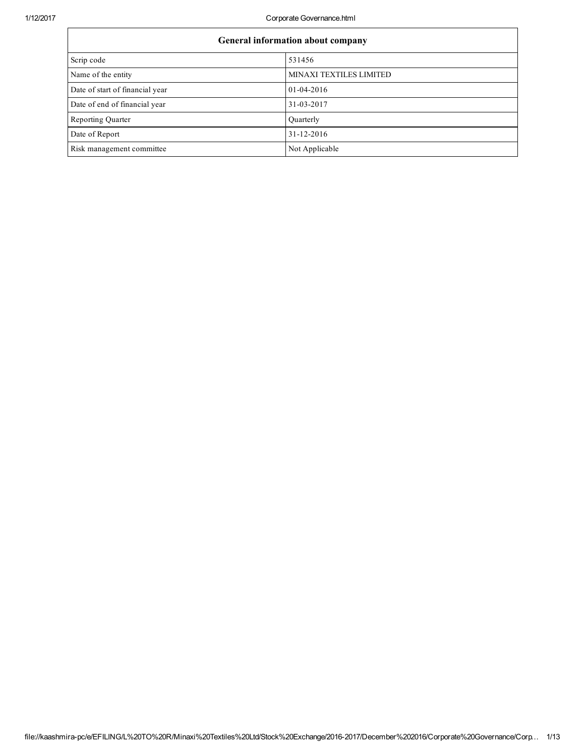| General information about company | |
|---|---|
| Scrip code | 531456 |
| Name of the entity | MINAXI TEXTILES LIMITED |
| Date of start of financial year | 01-04-2016 |
| Date of end of financial year | 31-03-2017 |
| Reporting Quarter | Quarterly |
| Date of Report | 31-12-2016 |
| Risk management committee | Not Applicable |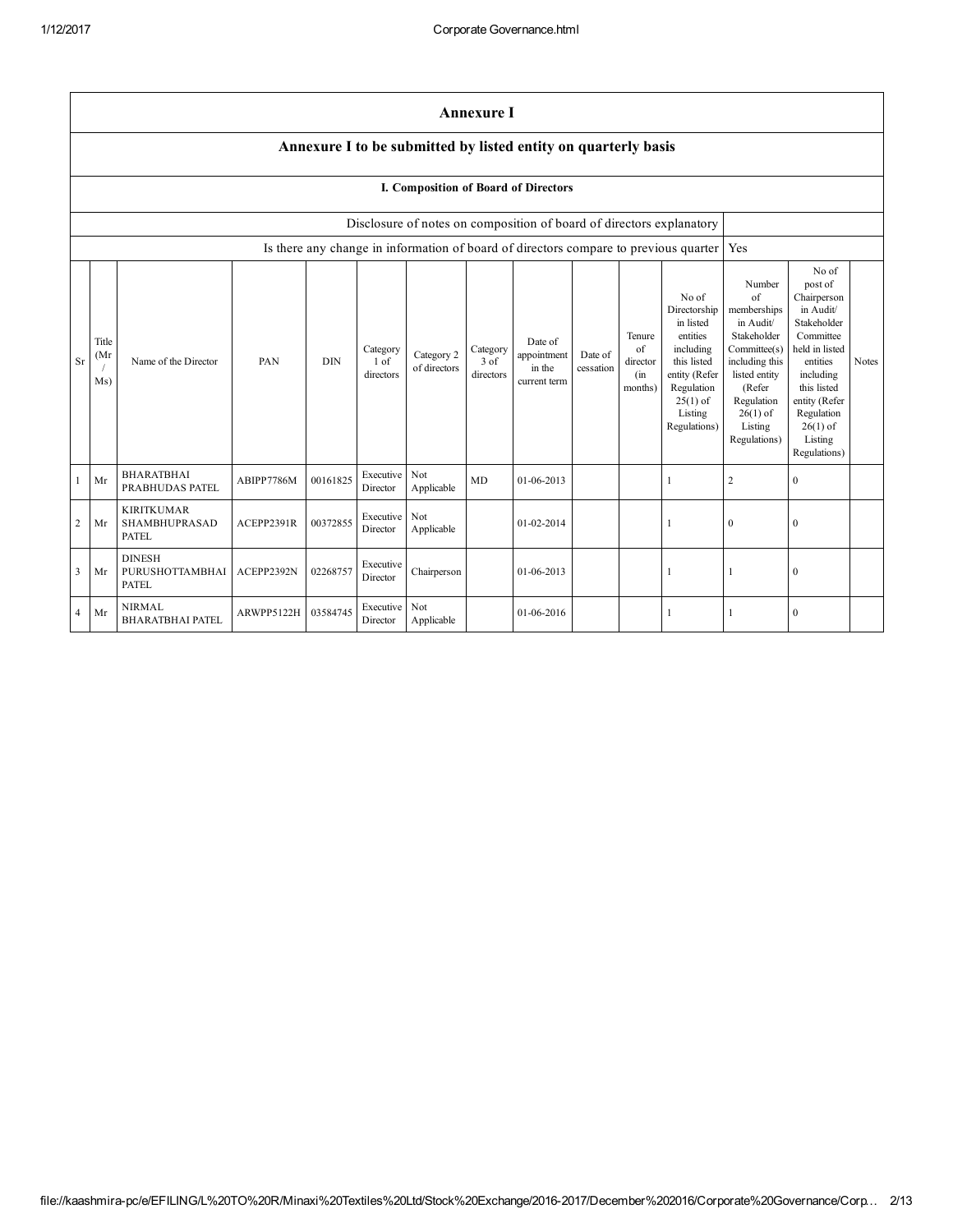# Annexure I

## Annexure I to be submitted by listed entity on quarterly basis

### I. Composition of Board of Directors

| Disclosure of notes on composition of board of directors explanatory | |
|---|---|
| Is there any change in information of board of directors compare to previous quarter | Yes |

| Sr | Title (Mr / Ms) | Name of the Director | PAN | DIN | Category 1 of directors | Category 2 of directors | Category 3 of directors | Date of appointment in the current term | Date of cessation | Tenure of director (in months) | No of Directorship in listed entities including this listed entity (Refer Regulation 25(1) of Listing Regulations) | Number of memberships in Audit/ Stakeholder Committee(s) including this listed entity (Refer Regulation 26(1) of Listing Regulations) | No of post of Chairperson in Audit/ Stakeholder Committee held in listed entities including this listed entity (Refer Regulation 26(1) of Listing Regulations) | Notes |
|---|---|---|---|---|---|---|---|---|---|---|---|---|---|---|
| 1 | Mr | BHARATBHAI PRABHUDAS PATEL | ABIPP7786M | 00161825 | Executive Director | Not Applicable | MD | 01-06-2013 | | | 1 | 2 | 0 | |
| 2 | Mr | KIRITKUMAR SHAMBHUPRASAD PATEL | ACEPP2391R | 00372855 | Executive Director | Not Applicable | | 01-02-2014 | | | 1 | 0 | 0 | |
| 3 | Mr | DINESH PURUSHOTTAMBHAI PATEL | ACEPP2392N | 02268757 | Executive Director | Chairperson | | 01-06-2013 | | | 1 | 1 | 0 | |
| 4 | Mr | NIRMAL BHARATBHAI PATEL | ARWPP5122H | 03584745 | Executive Director | Not Applicable | | 01-06-2016 | | | 1 | 1 | 0 | |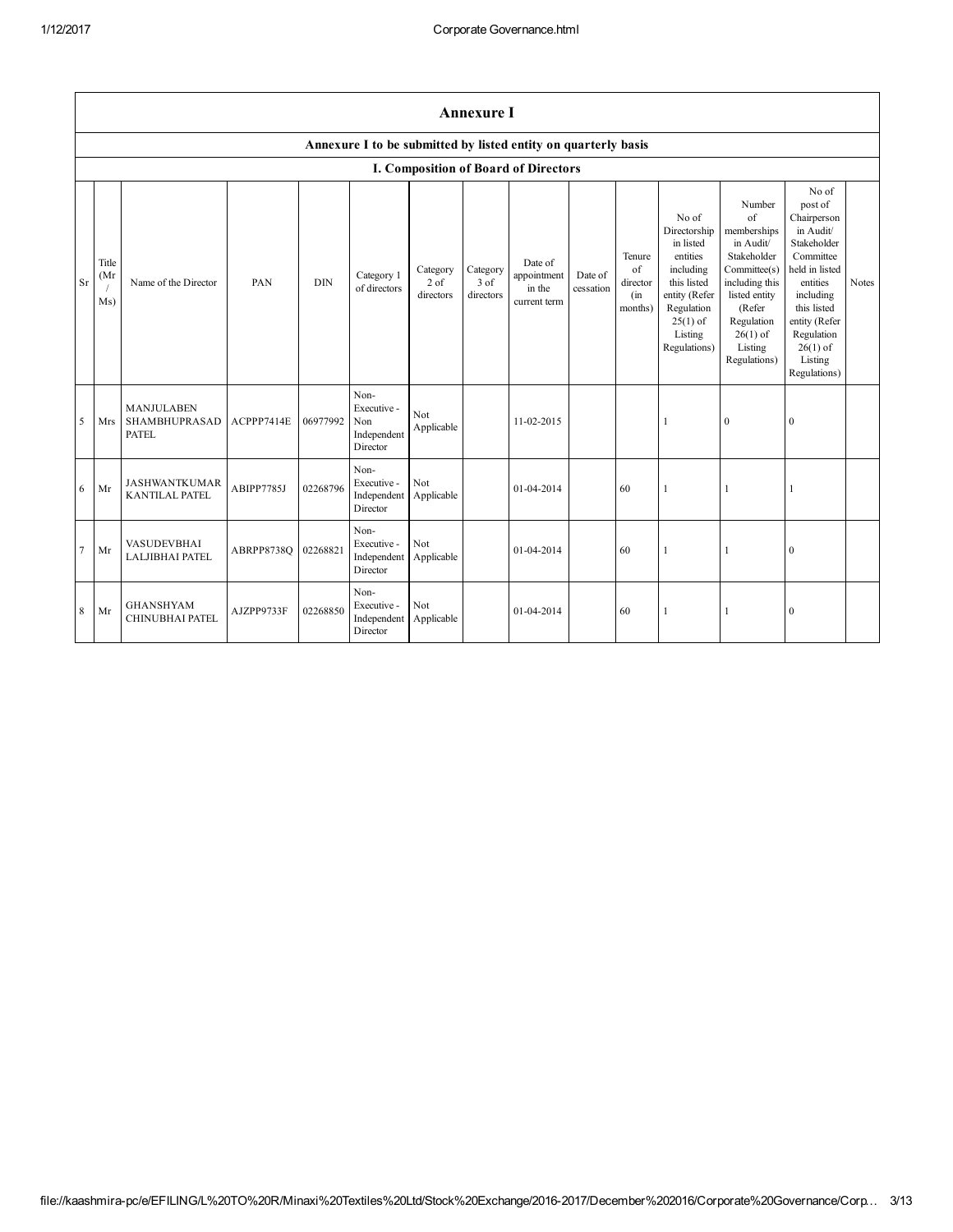## Annexure I

### Annexure I to be submitted by listed entity on quarterly basis

### I. Composition of Board of Directors

| Sr | Title (Mr / Ms) | Name of the Director | PAN | DIN | Category 1 of directors | Category 2 of directors | Category 3 of directors | Date of appointment in the current term | Date of cessation | Tenure of director (in months) | No of Directorship in listed entities including this listed entity (Refer Regulation 25(1) of Listing Regulations) | Number of memberships in Audit/ Stakeholder Committee(s) including this listed entity (Refer Regulation 26(1) of Listing Regulations) | No of post of Chairperson in Audit/ Stakeholder Committee held in listed entities including this listed entity (Refer Regulation 26(1) of Listing Regulations) | Notes |
|---|---|---|---|---|---|---|---|---|---|---|---|---|---|---|
| 5 | Mrs | MANJULABEN SHAMBHUPRASAD PATEL | ACPPP7414E | 06977992 | Non-Executive - Non Independent Director | Not Applicable | | 11-02-2015 | | | 1 | 0 | 0 | |
| 6 | Mr | JASHWANTKUMAR KANTILAL PATEL | ABIPP7785J | 02268796 | Non-Executive - Independent Director | Not Applicable | | 01-04-2014 | | 60 | 1 | 1 | 1 | |
| 7 | Mr | VASUDEVBHAI LALJIBHAI PATEL | ABRPP8738Q | 02268821 | Non-Executive - Independent Director | Not Applicable | | 01-04-2014 | | 60 | 1 | 1 | 0 | |
| 8 | Mr | GHANSHYAM CHINUBHAI PATEL | AJZPP9733F | 02268850 | Non-Executive - Independent Director | Not Applicable | | 01-04-2014 | | 60 | 1 | 1 | 0 | |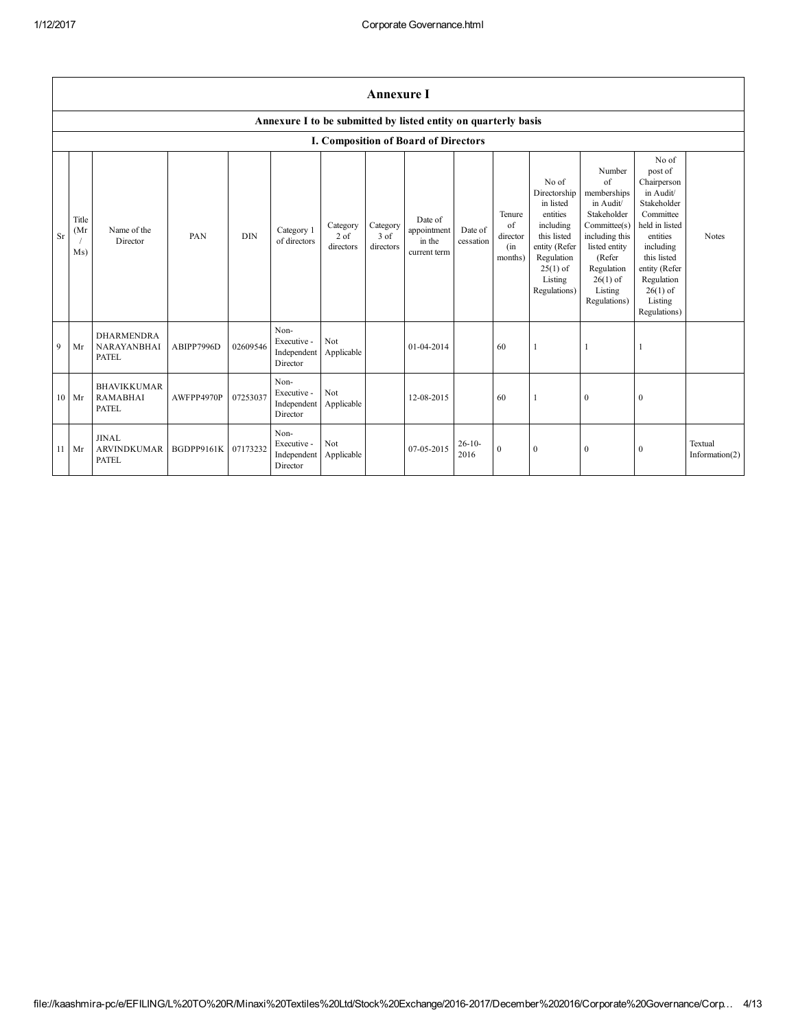## Annexure I

### Annexure I to be submitted by listed entity on quarterly basis

### I. Composition of Board of Directors

| Sr | Title (Mr / Ms) | Name of the Director | PAN | DIN | Category 1 of directors | Category 2 of directors | Category 3 of directors | Date of appointment in the current term | Date of cessation | Tenure of director (in months) | No of Directorship in listed entities including this listed entity (Refer Regulation 25(1) of Listing Regulations) | Number of memberships in Audit/ Stakeholder Committee(s) including this listed entity (Refer Regulation 26(1) of Listing Regulations) | No of post of Chairperson in Audit/ Stakeholder Committee held in listed entities including this listed entity (Refer Regulation 26(1) of Listing Regulations) | Notes |
|---|---|---|---|---|---|---|---|---|---|---|---|---|---|---|
| 9 | Mr | DHARMENDRA NARAYANBHAI PATEL | ABIPP7996D | 02609546 | Non-Executive - Independent Director | Not Applicable | | 01-04-2014 | | 60 | 1 | 1 | 1 | |
| 10 | Mr | BHAVIKKUMAR RAMABHAI PATEL | AWFPP4970P | 07253037 | Non-Executive - Independent Director | Not Applicable | | 12-08-2015 | | 60 | 1 | 0 | 0 | |
| 11 | Mr | JINAL ARVINDKUMAR PATEL | BGDPP9161K | 07173232 | Non-Executive - Independent Director | Not Applicable | | 07-05-2015 | 26-10-2016 | 0 | 0 | 0 | 0 | Textual Information(2) |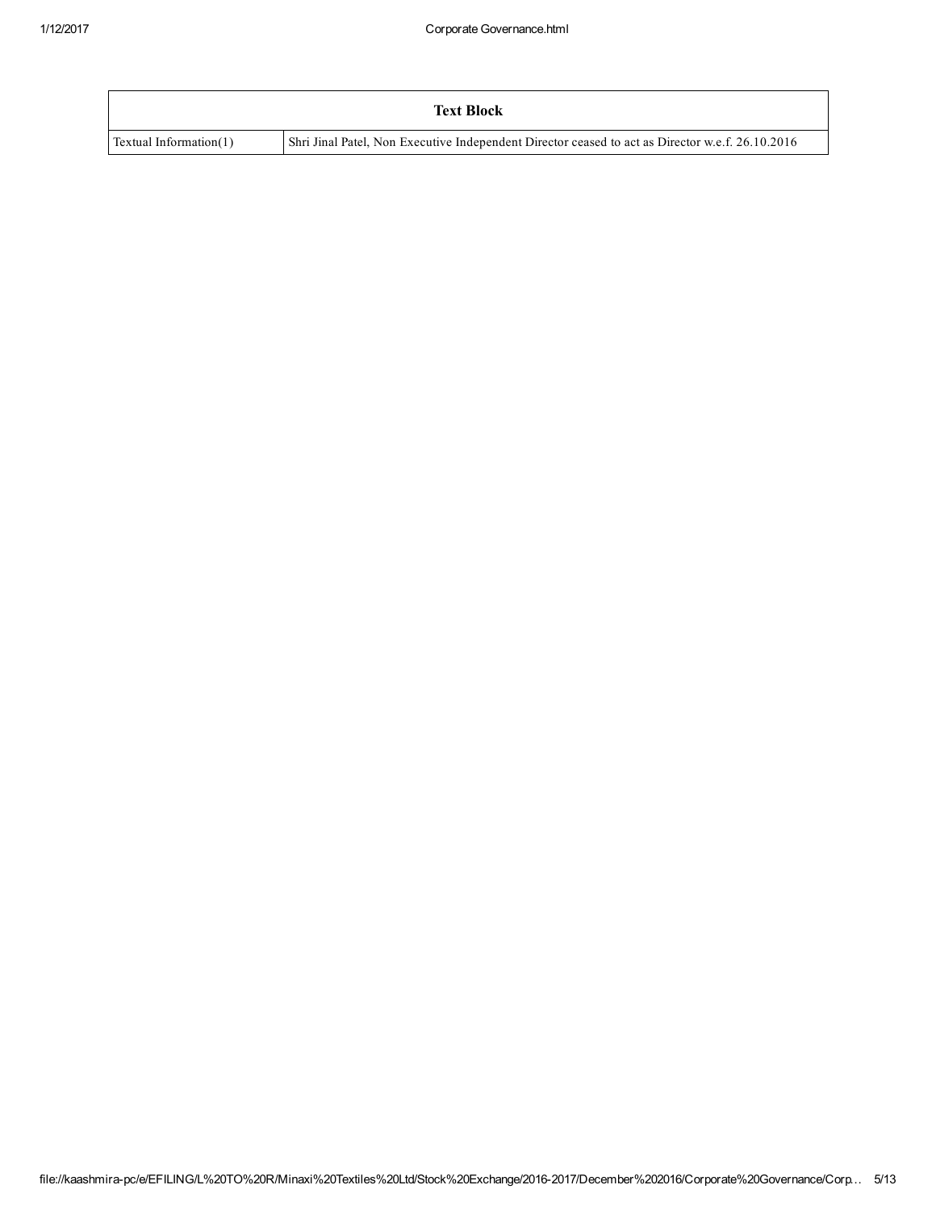| Text Block | |
| --- | --- |
| Textual Information(1) | Shri Jinal Patel, Non Executive Independent Director ceased to act as Director w.e.f. 26.10.2016 |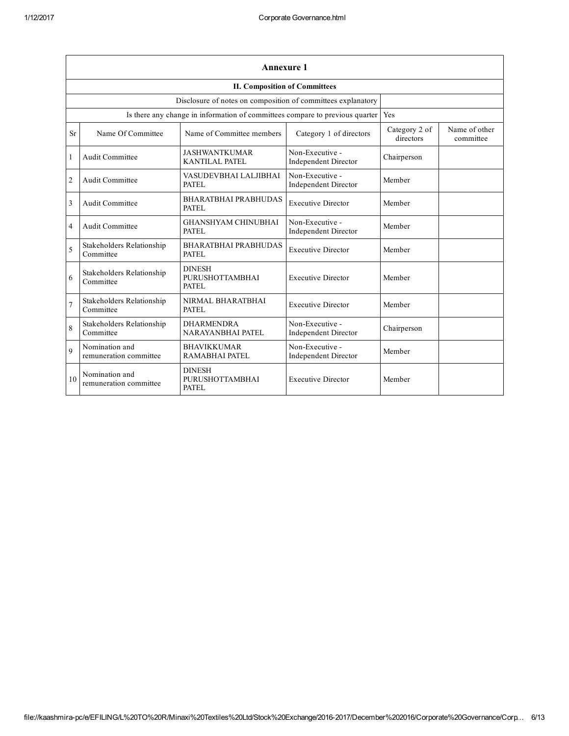## Annexure 1

### II. Composition of Committees

| Disclosure of notes on composition of committees explanatory | |
|---|---|
| Is there any change in information of committees compare to previous quarter | Yes |

| Sr | Name Of Committee | Name of Committee members | Category 1 of directors | Category 2 of directors | Name of other committee |
|---|---|---|---|---|---|
| 1 | Audit Committee | JASHWANTKUMAR KANTILAL PATEL | Non-Executive - Independent Director | Chairperson | |
| 2 | Audit Committee | VASUDEVBHAI LALJIBHAI PATEL | Non-Executive - Independent Director | Member | |
| 3 | Audit Committee | BHARATBHAI PRABHUDAS PATEL | Executive Director | Member | |
| 4 | Audit Committee | GHANSHYAM CHINUBHAI PATEL | Non-Executive - Independent Director | Member | |
| 5 | Stakeholders Relationship Committee | BHARATBHAI PRABHUDAS PATEL | Executive Director | Member | |
| 6 | Stakeholders Relationship Committee | DINESH PURUSHOTTAMBHAI PATEL | Executive Director | Member | |
| 7 | Stakeholders Relationship Committee | NIRMAL BHARATBHAI PATEL | Executive Director | Member | |
| 8 | Stakeholders Relationship Committee | DHARMENDRA NARAYANBHAI PATEL | Non-Executive - Independent Director | Chairperson | |
| 9 | Nomination and remuneration committee | BHAVIKKUMAR RAMABHAI PATEL | Non-Executive - Independent Director | Member | |
| 10 | Nomination and remuneration committee | DINESH PURUSHOTTAMBHAI PATEL | Executive Director | Member | |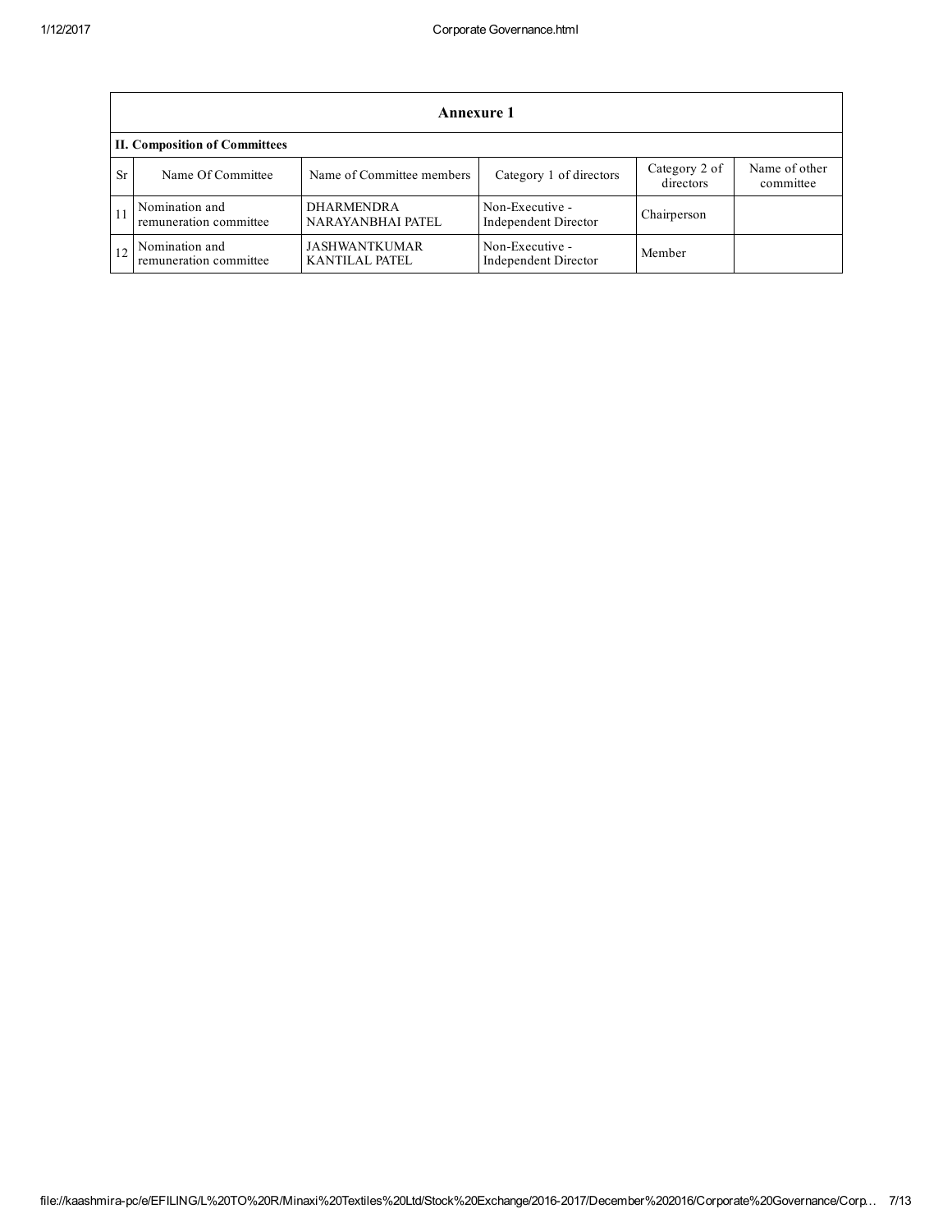## Annexure 1

### II. Composition of Committees

| Sr | Name Of Committee | Name of Committee members | Category 1 of directors | Category 2 of directors | Name of other committee |
|---|---|---|---|---|---|
| 11 | Nomination and remuneration committee | DHARMENDRA NARAYANBHAI PATEL | Non-Executive - Independent Director | Chairperson | |
| 12 | Nomination and remuneration committee | JASHWANTKUMAR KANTILAL PATEL | Non-Executive - Independent Director | Member | |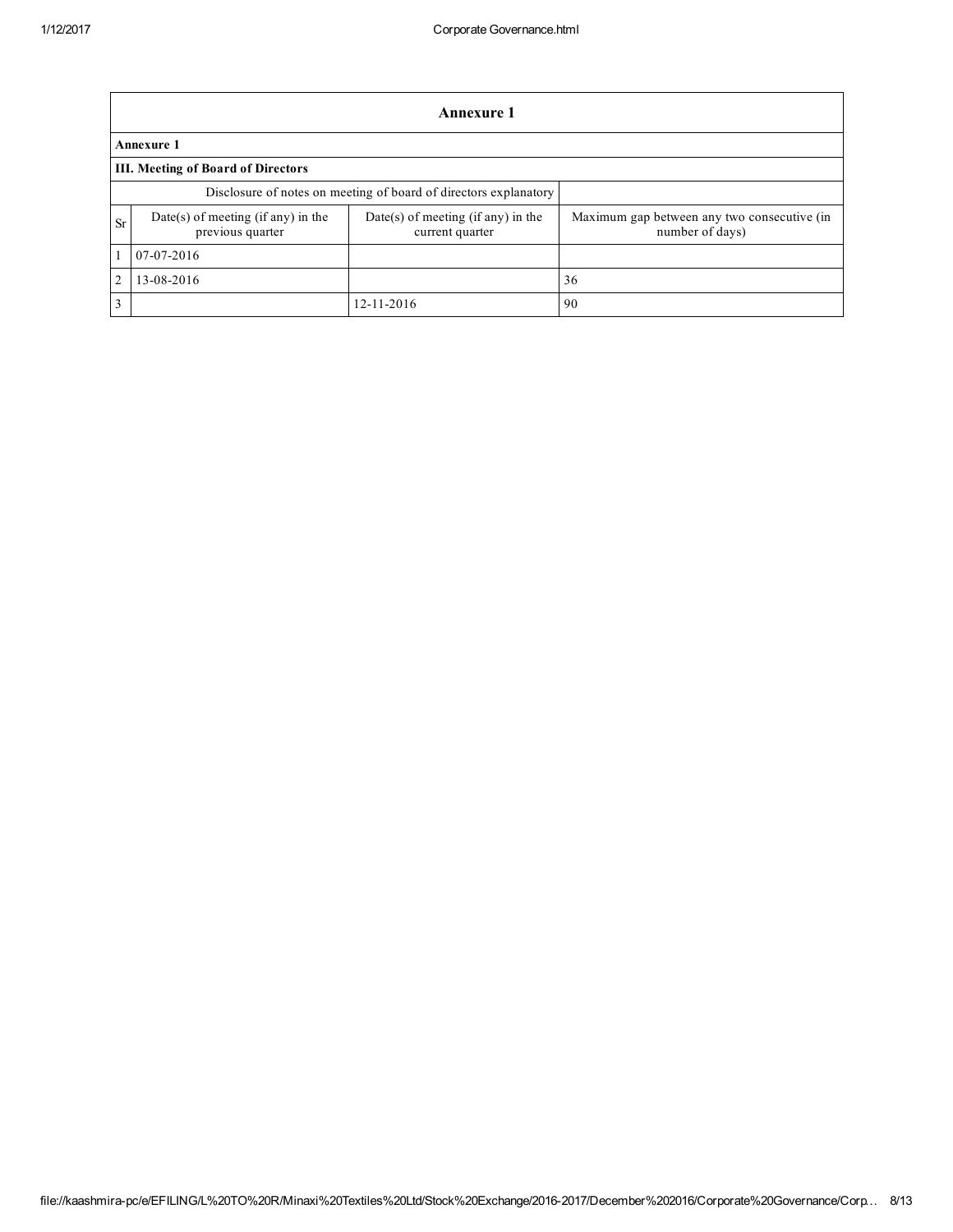| Annexure 1 | | | |
|---|---|---|---|
| **Annexure 1** | | | |
| **III. Meeting of Board of Directors** | | | |
| Disclosure of notes on meeting of board of directors explanatory | | | |
| Sr | Date(s) of meeting (if any) in the previous quarter | Date(s) of meeting (if any) in the current quarter | Maximum gap between any two consecutive (in number of days) |
| 1 | 07-07-2016 | | |
| 2 | 13-08-2016 | | 36 |
| 3 | | 12-11-2016 | 90 |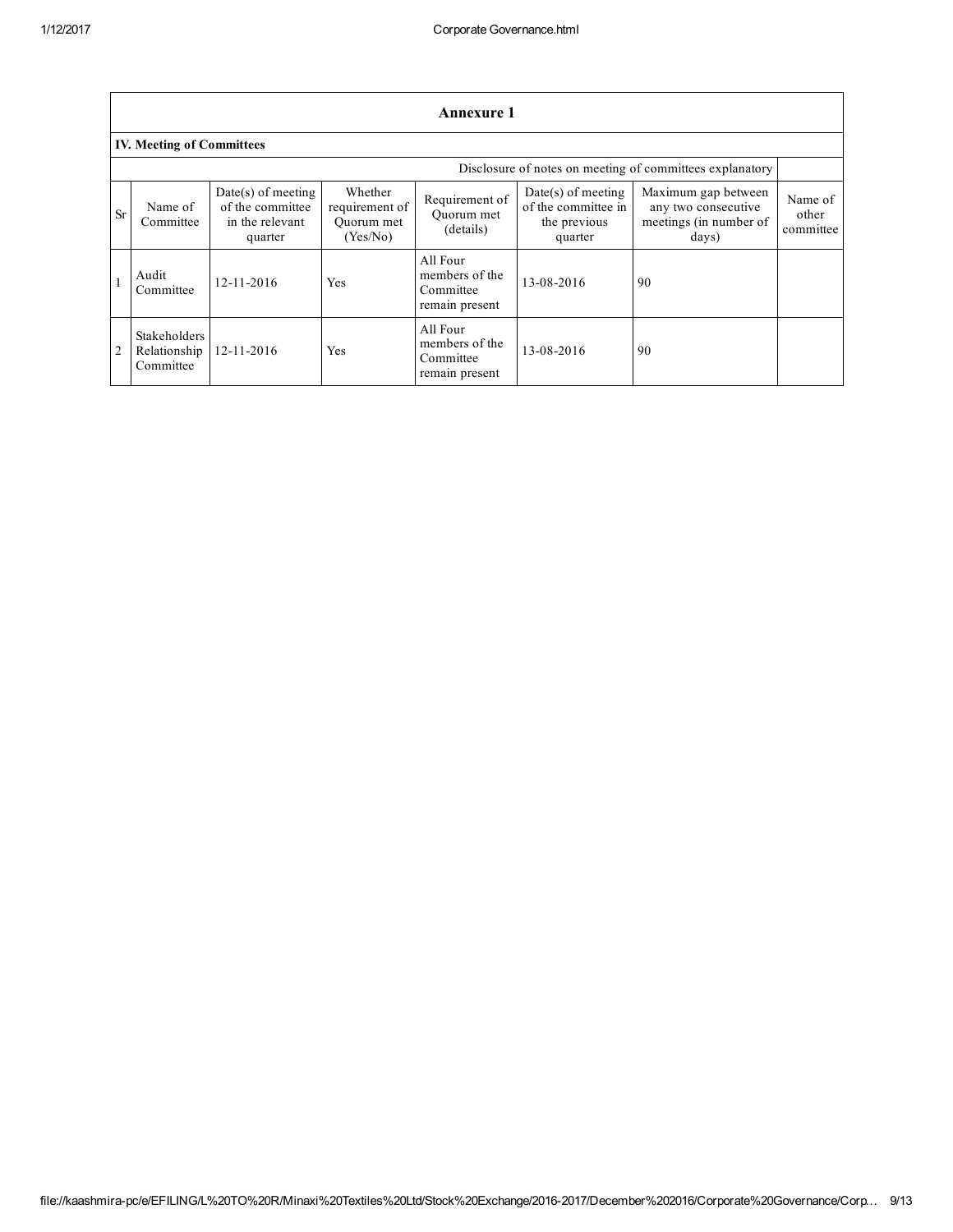## Annexure 1

### IV. Meeting of Committees

Disclosure of notes on meeting of committees explanatory

| Sr | Name of Committee | Date(s) of meeting of the committee in the relevant quarter | Whether requirement of Quorum met (Yes/No) | Requirement of Quorum met (details) | Date(s) of meeting of the committee in the previous quarter | Maximum gap between any two consecutive meetings (in number of days) | Name of other committee |
|---|---|---|---|---|---|---|---|
| 1 | Audit Committee | 12-11-2016 | Yes | All Four members of the Committee remain present | 13-08-2016 | 90 | |
| 2 | Stakeholders Relationship Committee | 12-11-2016 | Yes | All Four members of the Committee remain present | 13-08-2016 | 90 | |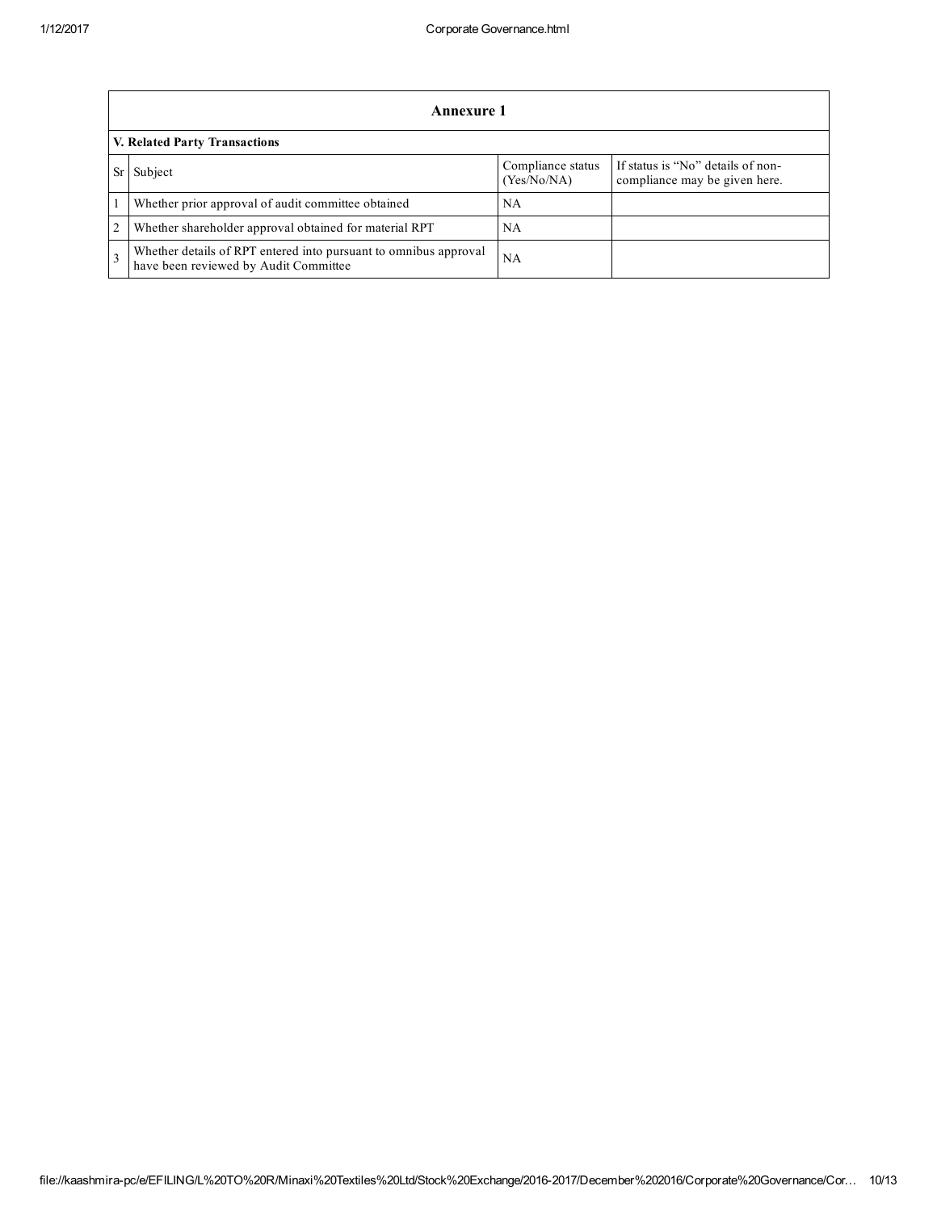## Annexure 1

### V. Related Party Transactions

| Sr | Subject | Compliance status (Yes/No/NA) | If status is “No” details of non-compliance may be given here. |
|---|---|---|---|
| 1 | Whether prior approval of audit committee obtained | NA | |
| 2 | Whether shareholder approval obtained for material RPT | NA | |
| 3 | Whether details of RPT entered into pursuant to omnibus approval have been reviewed by Audit Committee | NA | |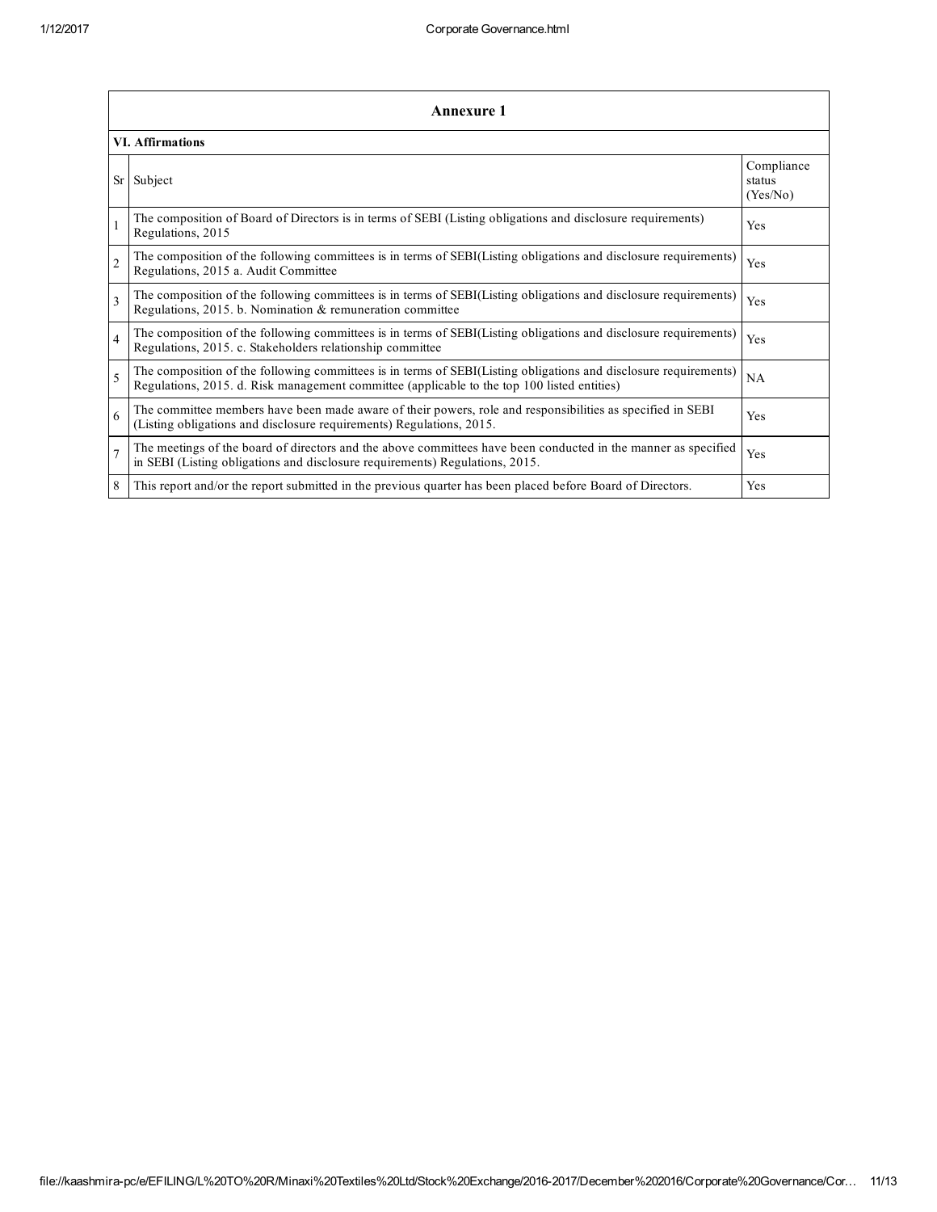## Annexure 1

### VI. Affirmations

| Sr | Subject | Compliance status (Yes/No) |
|---|---|---|
| 1 | The composition of Board of Directors is in terms of SEBI (Listing obligations and disclosure requirements) Regulations, 2015 | Yes |
| 2 | The composition of the following committees is in terms of SEBI(Listing obligations and disclosure requirements) Regulations, 2015 a. Audit Committee | Yes |
| 3 | The composition of the following committees is in terms of SEBI(Listing obligations and disclosure requirements) Regulations, 2015. b. Nomination & remuneration committee | Yes |
| 4 | The composition of the following committees is in terms of SEBI(Listing obligations and disclosure requirements) Regulations, 2015. c. Stakeholders relationship committee | Yes |
| 5 | The composition of the following committees is in terms of SEBI(Listing obligations and disclosure requirements) Regulations, 2015. d. Risk management committee (applicable to the top 100 listed entities) | NA |
| 6 | The committee members have been made aware of their powers, role and responsibilities as specified in SEBI (Listing obligations and disclosure requirements) Regulations, 2015. | Yes |
| 7 | The meetings of the board of directors and the above committees have been conducted in the manner as specified in SEBI (Listing obligations and disclosure requirements) Regulations, 2015. | Yes |
| 8 | This report and/or the report submitted in the previous quarter has been placed before Board of Directors. | Yes |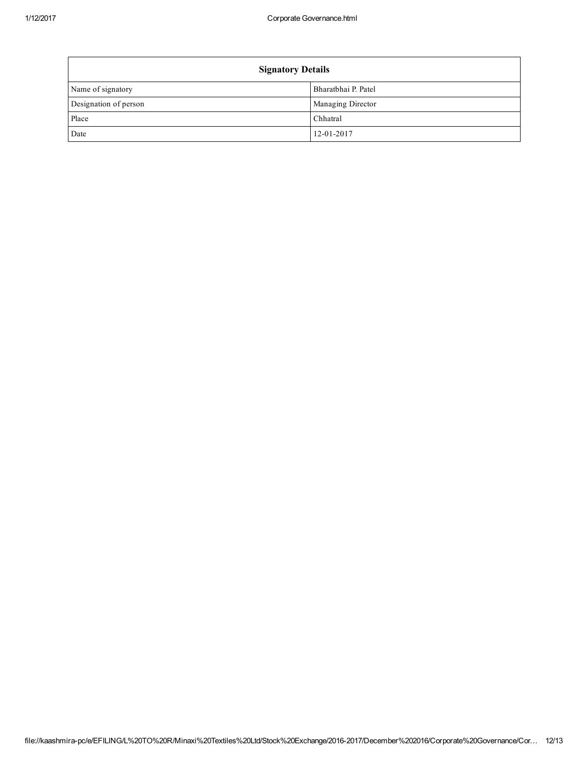| Signatory Details | |
|---|---|
| Name of signatory | Bharatbhai P. Patel |
| Designation of person | Managing Director |
| Place | Chhatral |
| Date | 12-01-2017 |